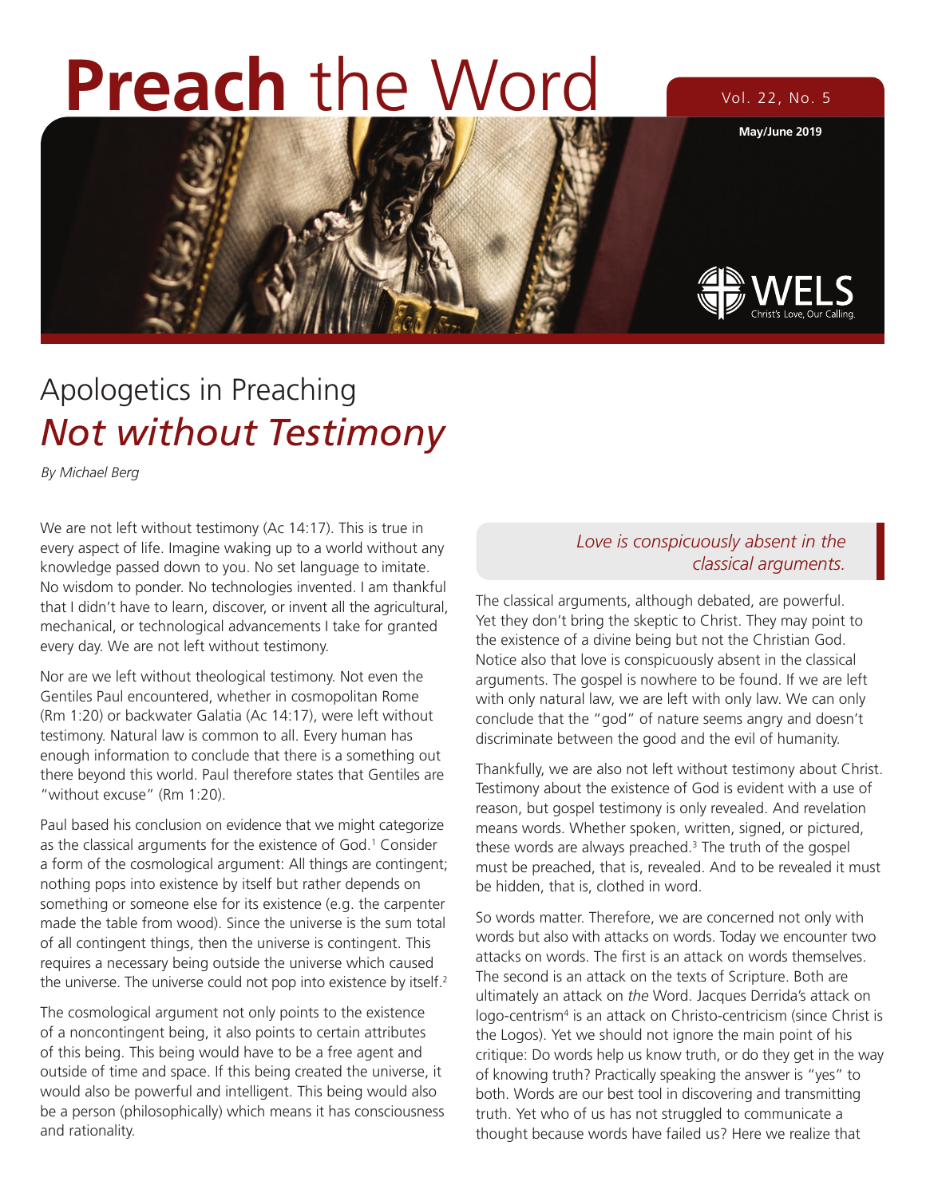# Preach the Word

Vol. 22, No. 5

May/June 2019

## Apologetics in Preaching
## *Not without Testimony*

*By Michael Berg*

We are not left without testimony (Ac 14:17). This is true in every aspect of life. Imagine waking up to a world without any knowledge passed down to you. No set language to imitate. No wisdom to ponder. No technologies invented. I am thankful that I didn't have to learn, discover, or invent all the agricultural, mechanical, or technological advancements I take for granted every day. We are not left without testimony.

Nor are we left without theological testimony. Not even the Gentiles Paul encountered, whether in cosmopolitan Rome (Rm 1:20) or backwater Galatia (Ac 14:17), were left without testimony. Natural law is common to all. Every human has enough information to conclude that there is a something out there beyond this world. Paul therefore states that Gentiles are "without excuse" (Rm 1:20).

Paul based his conclusion on evidence that we might categorize as the classical arguments for the existence of God.[1] Consider a form of the cosmological argument: All things are contingent; nothing pops into existence by itself but rather depends on something or someone else for its existence (e.g. the carpenter made the table from wood). Since the universe is the sum total of all contingent things, then the universe is contingent. This requires a necessary being outside the universe which caused the universe. The universe could not pop into existence by itself.[2]

The cosmological argument not only points to the existence of a noncontingent being, it also points to certain attributes of this being. This being would have to be a free agent and outside of time and space. If this being created the universe, it would also be powerful and intelligent. This being would also be a person (philosophically) which means it has consciousness and rationality.

*Love is conspicuously absent in the classical arguments.*

The classical arguments, although debated, are powerful. Yet they don't bring the skeptic to Christ. They may point to the existence of a divine being but not the Christian God. Notice also that love is conspicuously absent in the classical arguments. The gospel is nowhere to be found. If we are left with only natural law, we are left with only law. We can only conclude that the "god" of nature seems angry and doesn't discriminate between the good and the evil of humanity.

Thankfully, we are also not left without testimony about Christ. Testimony about the existence of God is evident with a use of reason, but gospel testimony is only revealed. And revelation means words. Whether spoken, written, signed, or pictured, these words are always preached.[3] The truth of the gospel must be preached, that is, revealed. And to be revealed it must be hidden, that is, clothed in word.

So words matter. Therefore, we are concerned not only with words but also with attacks on words. Today we encounter two attacks on words. The first is an attack on words themselves. The second is an attack on the texts of Scripture. Both are ultimately an attack on *the* Word. Jacques Derrida's attack on logo-centrism[4] is an attack on Christo-centricism (since Christ is the Logos). Yet we should not ignore the main point of his critique: Do words help us know truth, or do they get in the way of knowing truth? Practically speaking the answer is "yes" to both. Words are our best tool in discovering and transmitting truth. Yet who of us has not struggled to communicate a thought because words have failed us? Here we realize that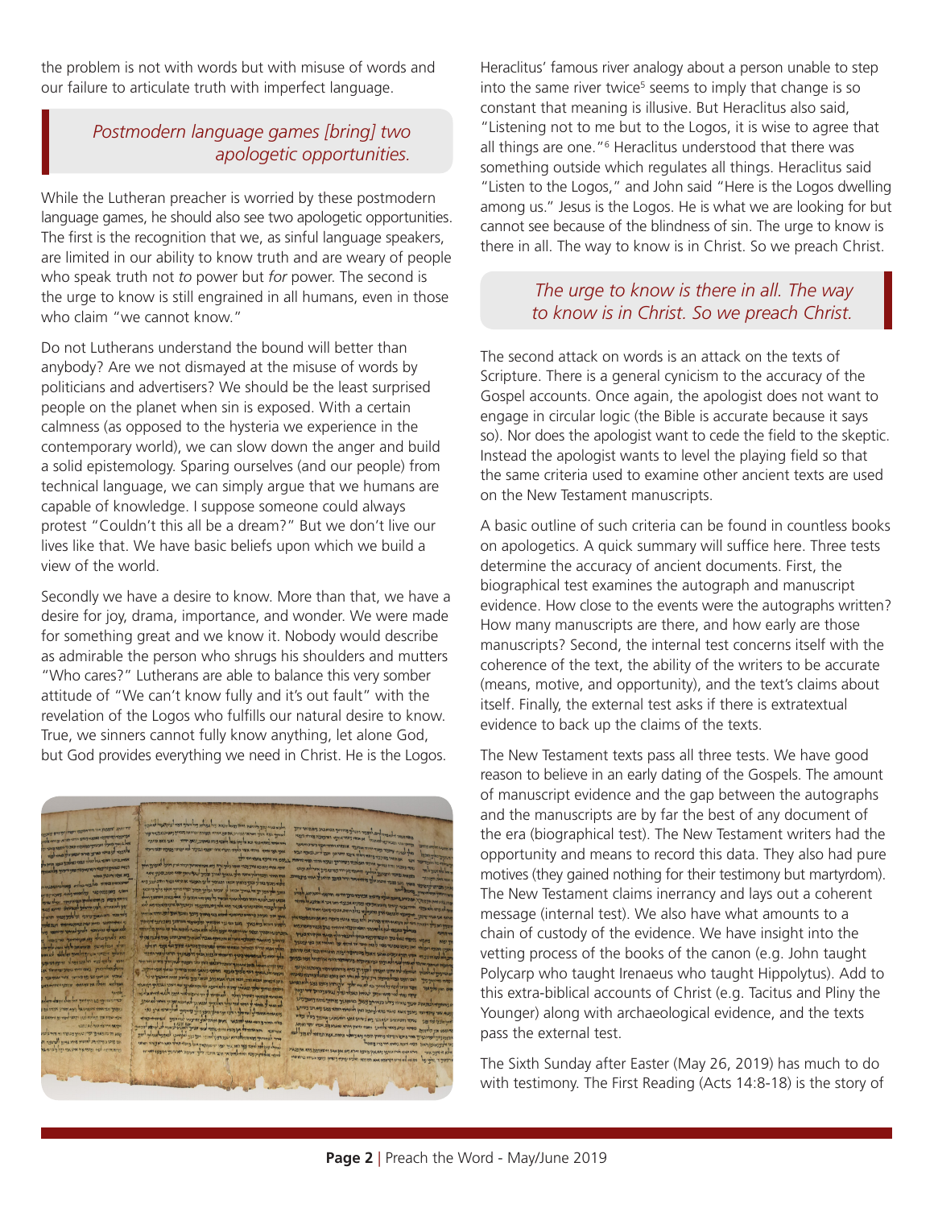the problem is not with words but with misuse of words and our failure to articulate truth with imperfect language.

> *Postmodern language games [bring] two apologetic opportunities.*

While the Lutheran preacher is worried by these postmodern language games, he should also see two apologetic opportunities. The first is the recognition that we, as sinful language speakers, are limited in our ability to know truth and are weary of people who speak truth not *to* power but *for* power. The second is the urge to know is still engrained in all humans, even in those who claim "we cannot know."

Do not Lutherans understand the bound will better than anybody? Are we not dismayed at the misuse of words by politicians and advertisers? We should be the least surprised people on the planet when sin is exposed. With a certain calmness (as opposed to the hysteria we experience in the contemporary world), we can slow down the anger and build a solid epistemology. Sparing ourselves (and our people) from technical language, we can simply argue that we humans are capable of knowledge. I suppose someone could always protest "Couldn't this all be a dream?" But we don't live our lives like that. We have basic beliefs upon which we build a view of the world.

Secondly we have a desire to know. More than that, we have a desire for joy, drama, importance, and wonder. We were made for something great and we know it. Nobody would describe as admirable the person who shrugs his shoulders and mutters "Who cares?" Lutherans are able to balance this very somber attitude of "We can't know fully and it's out fault" with the revelation of the Logos who fulfills our natural desire to know. True, we sinners cannot fully know anything, let alone God, but God provides everything we need in Christ. He is the Logos.

Heraclitus' famous river analogy about a person unable to step into the same river twice[5] seems to imply that change is so constant that meaning is illusive. But Heraclitus also said, "Listening not to me but to the Logos, it is wise to agree that all things are one."[6] Heraclitus understood that there was something outside which regulates all things. Heraclitus said "Listen to the Logos," and John said "Here is the Logos dwelling among us." Jesus is the Logos. He is what we are looking for but cannot see because of the blindness of sin. The urge to know is there in all. The way to know is in Christ. So we preach Christ.

> *The urge to know is there in all. The way to know is in Christ. So we preach Christ.*

The second attack on words is an attack on the texts of Scripture. There is a general cynicism to the accuracy of the Gospel accounts. Once again, the apologist does not want to engage in circular logic (the Bible is accurate because it says so). Nor does the apologist want to cede the field to the skeptic. Instead the apologist wants to level the playing field so that the same criteria used to examine other ancient texts are used on the New Testament manuscripts.

A basic outline of such criteria can be found in countless books on apologetics. A quick summary will suffice here. Three tests determine the accuracy of ancient documents. First, the biographical test examines the autograph and manuscript evidence. How close to the events were the autographs written? How many manuscripts are there, and how early are those manuscripts? Second, the internal test concerns itself with the coherence of the text, the ability of the writers to be accurate (means, motive, and opportunity), and the text's claims about itself. Finally, the external test asks if there is extratextual evidence to back up the claims of the texts.

The New Testament texts pass all three tests. We have good reason to believe in an early dating of the Gospels. The amount of manuscript evidence and the gap between the autographs and the manuscripts are by far the best of any document of the era (biographical test). The New Testament writers had the opportunity and means to record this data. They also had pure motives (they gained nothing for their testimony but martyrdom). The New Testament claims inerrancy and lays out a coherent message (internal test). We also have what amounts to a chain of custody of the evidence. We have insight into the vetting process of the books of the canon (e.g. John taught Polycarp who taught Irenaeus who taught Hippolytus). Add to this extra-biblical accounts of Christ (e.g. Tacitus and Pliny the Younger) along with archaeological evidence, and the texts pass the external test.

The Sixth Sunday after Easter (May 26, 2019) has much to do with testimony. The First Reading (Acts 14:8-18) is the story of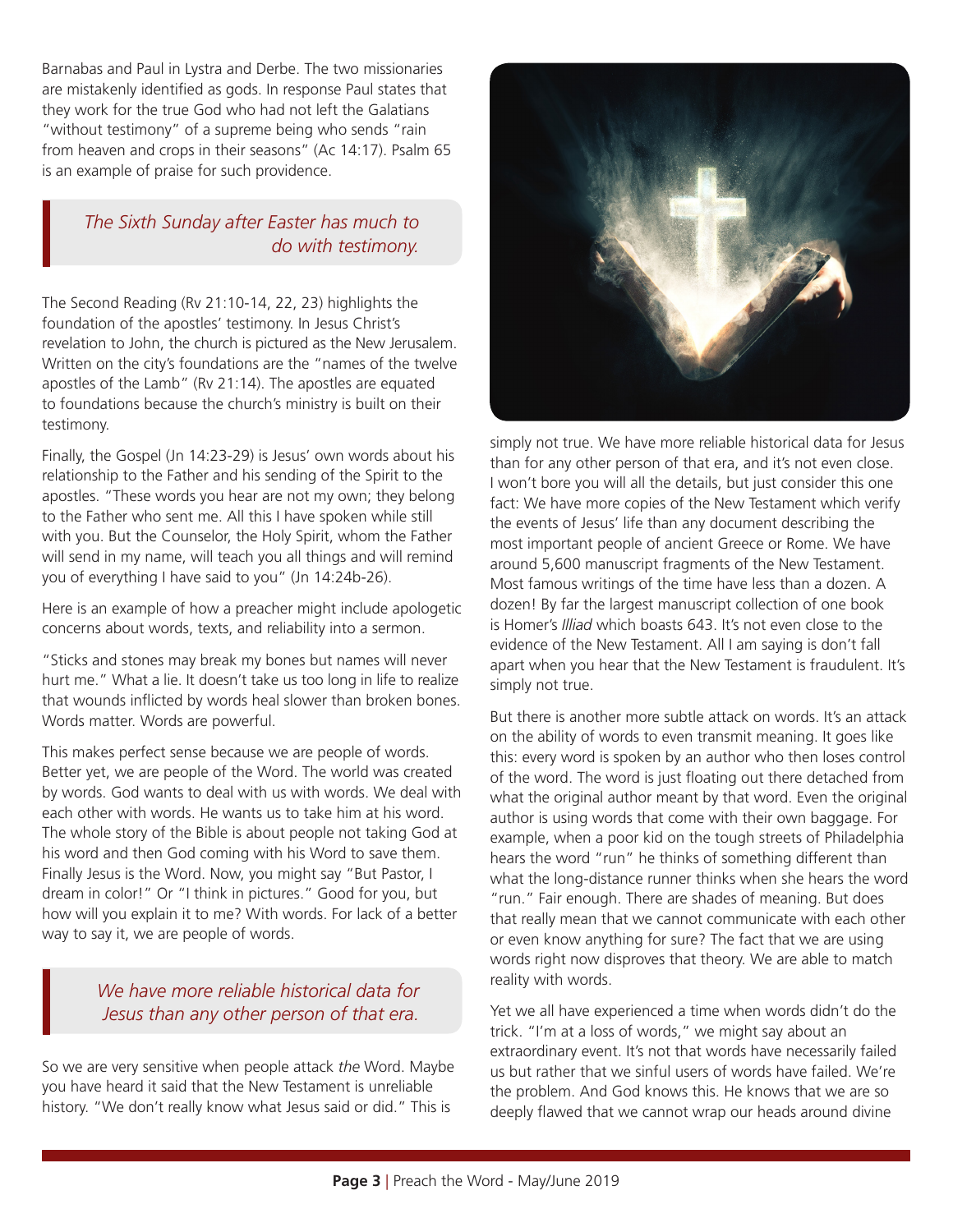Barnabas and Paul in Lystra and Derbe. The two missionaries are mistakenly identified as gods. In response Paul states that they work for the true God who had not left the Galatians "without testimony" of a supreme being who sends "rain from heaven and crops in their seasons" (Ac 14:17). Psalm 65 is an example of praise for such providence.

> *The Sixth Sunday after Easter has much to do with testimony.*

The Second Reading (Rv 21:10-14, 22, 23) highlights the foundation of the apostles' testimony. In Jesus Christ's revelation to John, the church is pictured as the New Jerusalem. Written on the city's foundations are the "names of the twelve apostles of the Lamb" (Rv 21:14). The apostles are equated to foundations because the church's ministry is built on their testimony.

Finally, the Gospel (Jn 14:23-29) is Jesus' own words about his relationship to the Father and his sending of the Spirit to the apostles. "These words you hear are not my own; they belong to the Father who sent me. All this I have spoken while still with you. But the Counselor, the Holy Spirit, whom the Father will send in my name, will teach you all things and will remind you of everything I have said to you" (Jn 14:24b-26).

Here is an example of how a preacher might include apologetic concerns about words, texts, and reliability into a sermon.

"Sticks and stones may break my bones but names will never hurt me." What a lie. It doesn't take us too long in life to realize that wounds inflicted by words heal slower than broken bones. Words matter. Words are powerful.

This makes perfect sense because we are people of words. Better yet, we are people of the Word. The world was created by words. God wants to deal with us with words. We deal with each other with words. He wants us to take him at his word. The whole story of the Bible is about people not taking God at his word and then God coming with his Word to save them. Finally Jesus is the Word. Now, you might say "But Pastor, I dream in color!" Or "I think in pictures." Good for you, but how will you explain it to me? With words. For lack of a better way to say it, we are people of words.

> *We have more reliable historical data for Jesus than any other person of that era.*

So we are very sensitive when people attack *the* Word. Maybe you have heard it said that the New Testament is unreliable history. "We don't really know what Jesus said or did." This is simply not true. We have more reliable historical data for Jesus than for any other person of that era, and it's not even close. I won't bore you will all the details, but just consider this one fact: We have more copies of the New Testament which verify the events of Jesus' life than any document describing the most important people of ancient Greece or Rome. We have around 5,600 manuscript fragments of the New Testament. Most famous writings of the time have less than a dozen. A dozen! By far the largest manuscript collection of one book is Homer's *Illiad* which boasts 643. It's not even close to the evidence of the New Testament. All I am saying is don't fall apart when you hear that the New Testament is fraudulent. It's simply not true.

But there is another more subtle attack on words. It's an attack on the ability of words to even transmit meaning. It goes like this: every word is spoken by an author who then loses control of the word. The word is just floating out there detached from what the original author meant by that word. Even the original author is using words that come with their own baggage. For example, when a poor kid on the tough streets of Philadelphia hears the word "run" he thinks of something different than what the long-distance runner thinks when she hears the word "run." Fair enough. There are shades of meaning. But does that really mean that we cannot communicate with each other or even know anything for sure? The fact that we are using words right now disproves that theory. We are able to match reality with words.

Yet we all have experienced a time when words didn't do the trick. "I'm at a loss of words," we might say about an extraordinary event. It's not that words have necessarily failed us but rather that we sinful users of words have failed. We're the problem. And God knows this. He knows that we are so deeply flawed that we cannot wrap our heads around divine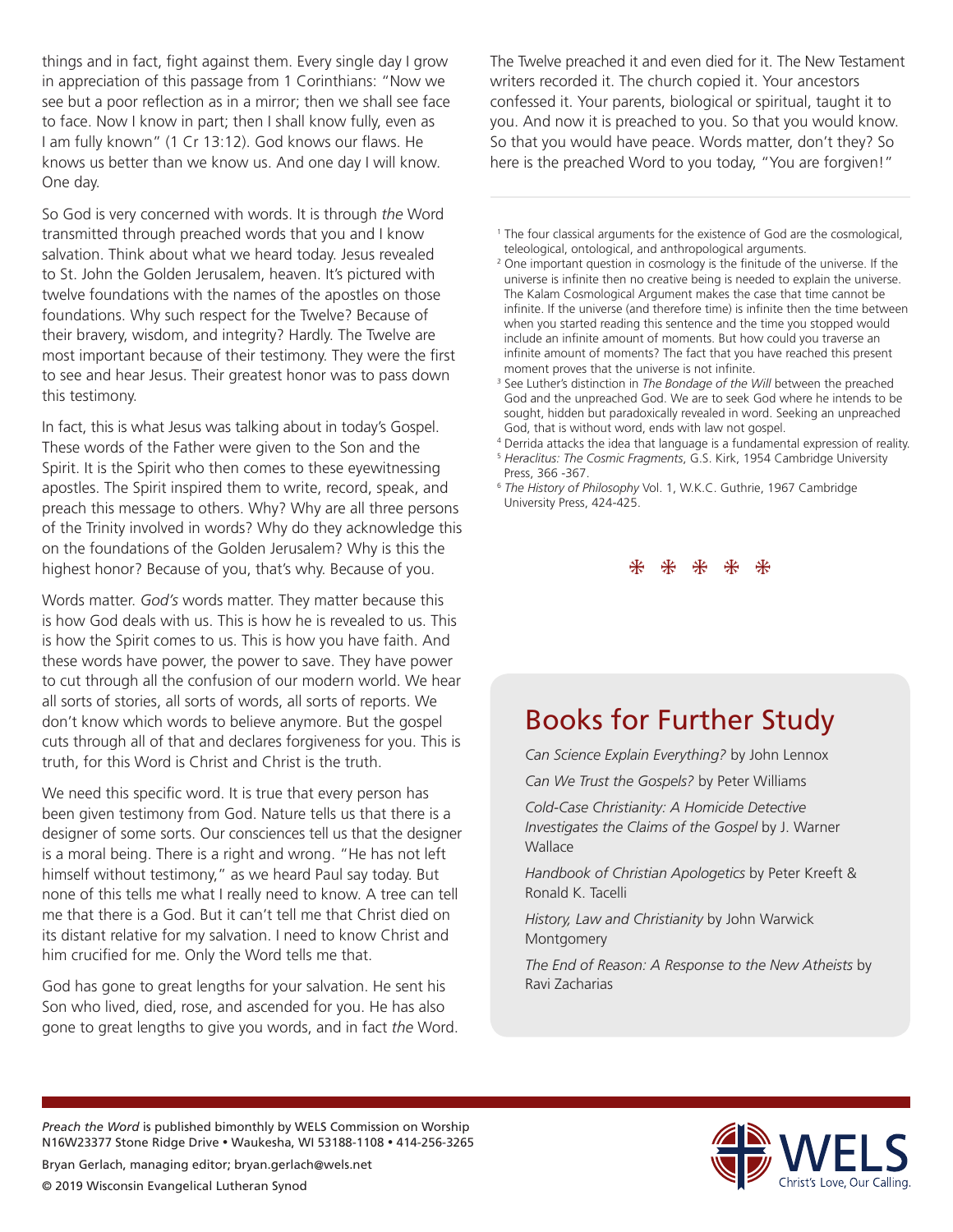things and in fact, fight against them. Every single day I grow in appreciation of this passage from 1 Corinthians: "Now we see but a poor reflection as in a mirror; then we shall see face to face. Now I know in part; then I shall know fully, even as I am fully known" (1 Cr 13:12). God knows our flaws. He knows us better than we know us. And one day I will know. One day.

So God is very concerned with words. It is through *the* Word transmitted through preached words that you and I know salvation. Think about what we heard today. Jesus revealed to St. John the Golden Jerusalem, heaven. It's pictured with twelve foundations with the names of the apostles on those foundations. Why such respect for the Twelve? Because of their bravery, wisdom, and integrity? Hardly. The Twelve are most important because of their testimony. They were the first to see and hear Jesus. Their greatest honor was to pass down this testimony.

In fact, this is what Jesus was talking about in today's Gospel. These words of the Father were given to the Son and the Spirit. It is the Spirit who then comes to these eyewitnessing apostles. The Spirit inspired them to write, record, speak, and preach this message to others. Why? Why are all three persons of the Trinity involved in words? Why do they acknowledge this on the foundations of the Golden Jerusalem? Why is this the highest honor? Because of you, that's why. Because of you.

Words matter. *God's* words matter. They matter because this is how God deals with us. This is how he is revealed to us. This is how the Spirit comes to us. This is how you have faith. And these words have power, the power to save. They have power to cut through all the confusion of our modern world. We hear all sorts of stories, all sorts of words, all sorts of reports. We don't know which words to believe anymore. But the gospel cuts through all of that and declares forgiveness for you. This is truth, for this Word is Christ and Christ is the truth.

We need this specific word. It is true that every person has been given testimony from God. Nature tells us that there is a designer of some sorts. Our consciences tell us that the designer is a moral being. There is a right and wrong. "He has not left himself without testimony," as we heard Paul say today. But none of this tells me what I really need to know. A tree can tell me that there is a God. But it can't tell me that Christ died on its distant relative for my salvation. I need to know Christ and him crucified for me. Only the Word tells me that.

God has gone to great lengths for your salvation. He sent his Son who lived, died, rose, and ascended for you. He has also gone to great lengths to give you words, and in fact *the* Word. The Twelve preached it and even died for it. The New Testament writers recorded it. The church copied it. Your ancestors confessed it. Your parents, biological or spiritual, taught it to you. And now it is preached to you. So that you would know. So that you would have peace. Words matter, don't they? So here is the preached Word to you today, "You are forgiven!"

---

[1] The four classical arguments for the existence of God are the cosmological, teleological, ontological, and anthropological arguments.

[2] One important question in cosmology is the finitude of the universe. If the universe is infinite then no creative being is needed to explain the universe. The Kalam Cosmological Argument makes the case that time cannot be infinite. If the universe (and therefore time) is infinite then the time between when you started reading this sentence and the time you stopped would include an infinite amount of moments. But how could you traverse an infinite amount of moments? The fact that you have reached this present moment proves that the universe is not infinite.

[3] See Luther's distinction in *The Bondage of the Will* between the preached God and the unpreached God. We are to seek God where he intends to be sought, hidden but paradoxically revealed in word. Seeking an unpreached God, that is without word, ends with law not gospel.

[4] Derrida attacks the idea that language is a fundamental expression of reality.

[5] *Heraclitus: The Cosmic Fragments*, G.S. Kirk, 1954 Cambridge University Press, 366 -367.

[6] *The History of Philosophy* Vol. 1, W.K.C. Guthrie, 1967 Cambridge University Press, 424-425.

❋ ❋ ❋ ❋ ❋

## Books for Further Study

*Can Science Explain Everything?* by John Lennox

*Can We Trust the Gospels?* by Peter Williams

*Cold-Case Christianity: A Homicide Detective Investigates the Claims of the Gospel* by J. Warner Wallace

*Handbook of Christian Apologetics* by Peter Kreeft & Ronald K. Tacelli

*History, Law and Christianity* by John Warwick Montgomery

*The End of Reason: A Response to the New Atheists* by Ravi Zacharias

*Preach the Word* is published bimonthly by WELS Commission on Worship
N16W23377 Stone Ridge Drive • Waukesha, WI 53188-1108 • 414-256-3265

Bryan Gerlach, managing editor; bryan.gerlach@wels.net

© 2019 Wisconsin Evangelical Lutheran Synod

WELS Christ's Love, Our Calling.